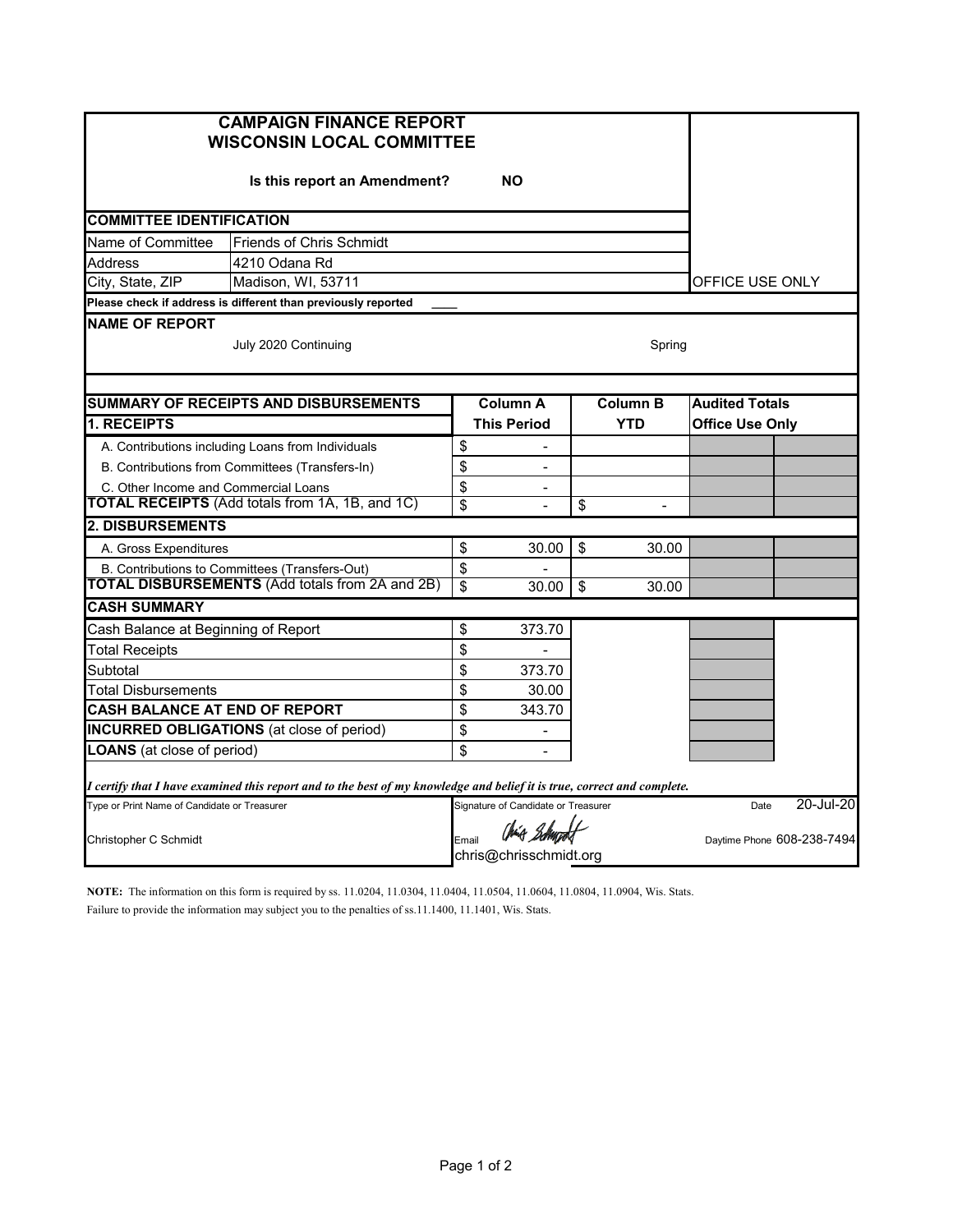# CAMPAIGN FINANCE REPORT
## WISCONSIN LOCAL COMMITTEE

**Is this report an Amendment?** **NO**

OFFICE USE ONLY

### COMMITTEE IDENTIFICATION

| | |
|---|---|
| Name of Committee | Friends of Chris Schmidt |
| Address | 4210 Odana Rd |
| City, State, ZIP | Madison, WI, 53711 |

**Please check if address is different than previously reported** ____

### NAME OF REPORT

July 2020 Continuing — Spring

### SUMMARY OF RECEIPTS AND DISBURSEMENTS

| | Column A This Period | Column B YTD | Audited Totals Office Use Only | |
|---|---|---|---|---|
| **1. RECEIPTS** | | | | |
| A. Contributions including Loans from Individuals | $ - | | | |
| B. Contributions from Committees (Transfers-In) | $ - | | | |
| C. Other Income and Commercial Loans | $ - | | | |
| **TOTAL RECEIPTS** (Add totals from 1A, 1B, and 1C) | $ - | $ - | | |
| **2. DISBURSEMENTS** | | | | |
| A. Gross Expenditures | $ 30.00 | $ 30.00 | | |
| B. Contributions to Committees (Transfers-Out) | $ - | | | |
| **TOTAL DISBURSEMENTS** (Add totals from 2A and 2B) | $ 30.00 | $ 30.00 | | |

### CASH SUMMARY

| | |
|---|---|
| Cash Balance at Beginning of Report | $ 373.70 |
| Total Receipts | $ - |
| Subtotal | $ 373.70 |
| Total Disbursements | $ 30.00 |
| **CASH BALANCE AT END OF REPORT** | $ 343.70 |
| **INCURRED OBLIGATIONS** (at close of period) | $ - |
| **LOANS** (at close of period) | $ - |

*I certify that I have examined this report and to the best of my knowledge and belief it is true, correct and complete.*

| Type or Print Name of Candidate or Treasurer | Signature of Candidate or Treasurer | Date |
|---|---|---|
| Christopher C Schmidt | Email chris@chrisschmidt.org | 20-Jul-20 |
| | | Daytime Phone 608-238-7494 |

**NOTE:** The information on this form is required by ss. 11.0204, 11.0304, 11.0404, 11.0504, 11.0604, 11.0804, 11.0904, Wis. Stats. Failure to provide the information may subject you to the penalties of ss.11.1400, 11.1401, Wis. Stats.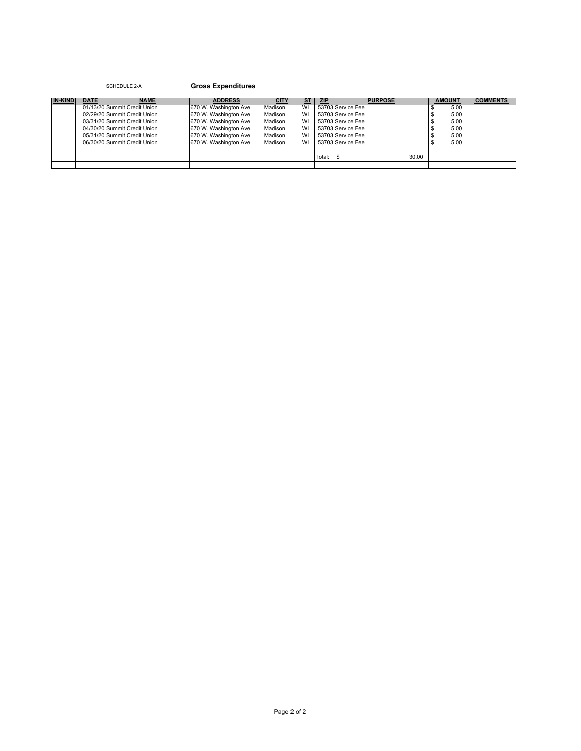SCHEDULE 2-A

**Gross Expenditures**

| IN-KIND | DATE | NAME | ADDRESS | CITY | ST | ZIP | PURPOSE | AMOUNT | COMMENTS |
|---|---|---|---|---|---|---|---|---|---|
| | 01/13/20 | Summit Credit Union | 670 W. Washington Ave | Madison | WI | 53703 | Service Fee | $ 5.00 | |
| | 02/29/20 | Summit Credit Union | 670 W. Washington Ave | Madison | WI | 53703 | Service Fee | $ 5.00 | |
| | 03/31/20 | Summit Credit Union | 670 W. Washington Ave | Madison | WI | 53703 | Service Fee | $ 5.00 | |
| | 04/30/20 | Summit Credit Union | 670 W. Washington Ave | Madison | WI | 53703 | Service Fee | $ 5.00 | |
| | 05/31/20 | Summit Credit Union | 670 W. Washington Ave | Madison | WI | 53703 | Service Fee | $ 5.00 | |
| | 06/30/20 | Summit Credit Union | 670 W. Washington Ave | Madison | WI | 53703 | Service Fee | $ 5.00 | |
| | | | | | | | | | |
| | | | | | | Total: | $ 30.00 | | |
| | | | | | | | | | |